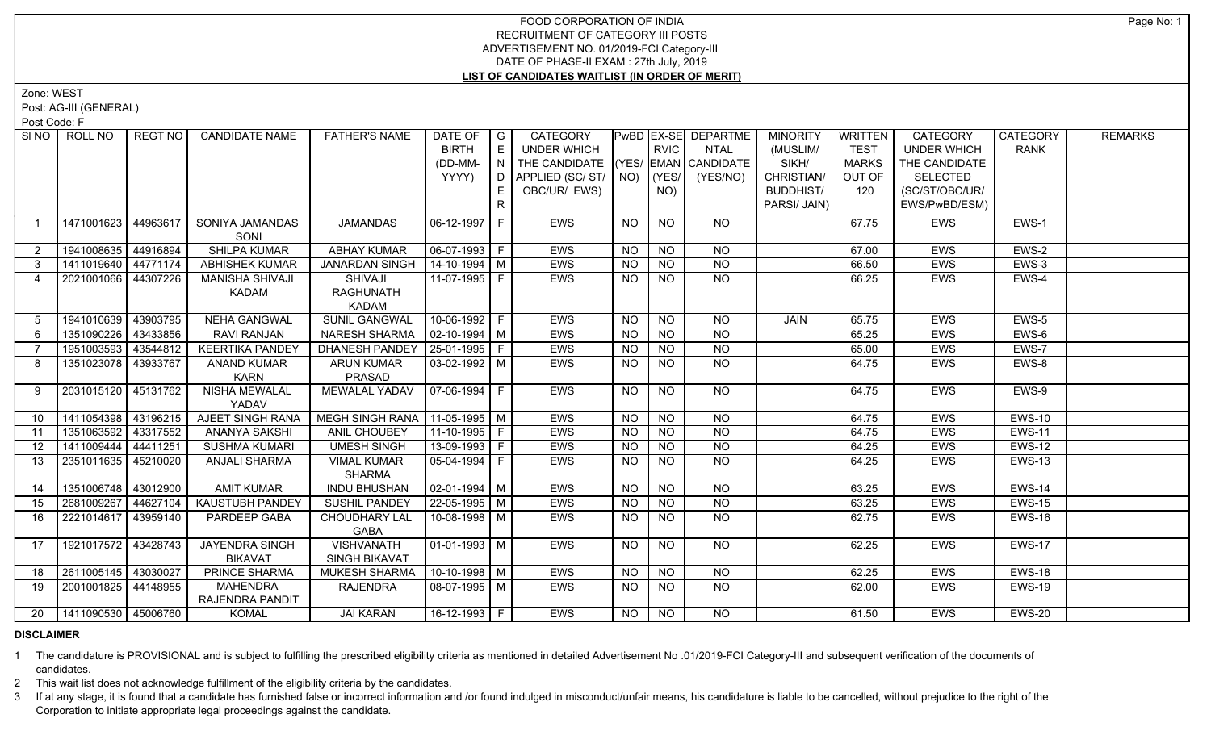# FOOD CORPORATION OF INDIA
## RECRUITMENT OF CATEGORY III POSTS
## ADVERTISEMENT NO. 01/2019-FCI Category-III
## DATE OF PHASE-II EXAM : 27th July, 2019
## LIST OF CANDIDATES WAITLIST (IN ORDER OF MERIT)

Zone: WEST

Post: AG-III (GENERAL)

Post Code: F

| Sl NO | ROLL NO | REGT NO | CANDIDATE NAME | FATHER'S NAME | DATE OF BIRTH (DD-MM-YYYY) | GENDER | CATEGORY UNDER WHICH THE CANDIDATE APPLIED (SC/ ST/ OBC/UR/ EWS) | PwBD (YES/ NO) | EX-SERVICEMAN (YES/ NO) | DEPARTMENTAL CANDIDATE (YES/NO) | MINORITY (MUSLIM/ SIKH/ CHRISTIAN/ BUDDHIST/ PARSI/ JAIN) | WRITTEN TEST MARKS OUT OF 120 | CATEGORY UNDER WHICH THE CANDIDATE SELECTED (SC/ST/OBC/UR/ EWS/PwBD/ESM) | CATEGORY RANK | REMARKS |
|---|---|---|---|---|---|---|---|---|---|---|---|---|---|---|---|
| 1 | 1471001623 | 44963617 | SONIYA JAMANDAS SONI | JAMANDAS | 06-12-1997 | F | EWS | NO | NO | NO | | 67.75 | EWS | EWS-1 | |
| 2 | 1941008635 | 44916894 | SHILPA KUMAR | ABHAY KUMAR | 06-07-1993 | F | EWS | NO | NO | NO | | 67.00 | EWS | EWS-2 | |
| 3 | 1411019640 | 44771174 | ABHISHEK KUMAR | JANARDAN SINGH | 14-10-1994 | M | EWS | NO | NO | NO | | 66.50 | EWS | EWS-3 | |
| 4 | 2021001066 | 44307226 | MANISHA SHIVAJI KADAM | SHIVAJI RAGHUNATH KADAM | 11-07-1995 | F | EWS | NO | NO | NO | | 66.25 | EWS | EWS-4 | |
| 5 | 1941010639 | 43903795 | NEHA GANGWAL | SUNIL GANGWAL | 10-06-1992 | F | EWS | NO | NO | NO | JAIN | 65.75 | EWS | EWS-5 | |
| 6 | 1351090226 | 43433856 | RAVI RANJAN | NARESH SHARMA | 02-10-1994 | M | EWS | NO | NO | NO | | 65.25 | EWS | EWS-6 | |
| 7 | 1951003593 | 43544812 | KEERTIKA PANDEY | DHANESH PANDEY | 25-01-1995 | F | EWS | NO | NO | NO | | 65.00 | EWS | EWS-7 | |
| 8 | 1351023078 | 43933767 | ANAND KUMAR KARN | ARUN KUMAR PRASAD | 03-02-1992 | M | EWS | NO | NO | NO | | 64.75 | EWS | EWS-8 | |
| 9 | 2031015120 | 45131762 | NISHA MEWALAL YADAV | MEWALAL YADAV | 07-06-1994 | F | EWS | NO | NO | NO | | 64.75 | EWS | EWS-9 | |
| 10 | 1411054398 | 43196215 | AJEET SINGH RANA | MEGH SINGH RANA | 11-05-1995 | M | EWS | NO | NO | NO | | 64.75 | EWS | EWS-10 | |
| 11 | 1351063592 | 43317552 | ANANYA SAKSHI | ANIL CHOUBEY | 11-10-1995 | F | EWS | NO | NO | NO | | 64.75 | EWS | EWS-11 | |
| 12 | 1411009444 | 44411251 | SUSHMA KUMARI | UMESH SINGH | 13-09-1993 | F | EWS | NO | NO | NO | | 64.25 | EWS | EWS-12 | |
| 13 | 2351011635 | 45210020 | ANJALI SHARMA | VIMAL KUMAR SHARMA | 05-04-1994 | F | EWS | NO | NO | NO | | 64.25 | EWS | EWS-13 | |
| 14 | 1351006748 | 43012900 | AMIT KUMAR | INDU BHUSHAN | 02-01-1994 | M | EWS | NO | NO | NO | | 63.25 | EWS | EWS-14 | |
| 15 | 2681009267 | 44627104 | KAUSTUBH PANDEY | SUSHIL PANDEY | 22-05-1995 | M | EWS | NO | NO | NO | | 63.25 | EWS | EWS-15 | |
| 16 | 2221014617 | 43959140 | PARDEEP GABA | CHOUDHARY LAL GABA | 10-08-1998 | M | EWS | NO | NO | NO | | 62.75 | EWS | EWS-16 | |
| 17 | 1921017572 | 43428743 | JAYENDRA SINGH BIKAVAT | VISHVANATH SINGH BIKAVAT | 01-01-1993 | M | EWS | NO | NO | NO | | 62.25 | EWS | EWS-17 | |
| 18 | 2611005145 | 43030027 | PRINCE SHARMA | MUKESH SHARMA | 10-10-1998 | M | EWS | NO | NO | NO | | 62.25 | EWS | EWS-18 | |
| 19 | 2001001825 | 44148955 | MAHENDRA RAJENDRA PANDIT | RAJENDRA | 08-07-1995 | M | EWS | NO | NO | NO | | 62.00 | EWS | EWS-19 | |
| 20 | 1411090530 | 45006760 | KOMAL | JAI KARAN | 16-12-1993 | F | EWS | NO | NO | NO | | 61.50 | EWS | EWS-20 | |

**DISCLAIMER**

1 The candidature is PROVISIONAL and is subject to fulfilling the prescribed eligibility criteria as mentioned in detailed Advertisement No .01/2019-FCI Category-III and subsequent verification of the documents of candidates.

2 This wait list does not acknowledge fulfillment of the eligibility criteria by the candidates.

3 If at any stage, it is found that a candidate has furnished false or incorrect information and /or found indulged in misconduct/unfair means, his candidature is liable to be cancelled, without prejudice to the right of the Corporation to initiate appropriate legal proceedings against the candidate.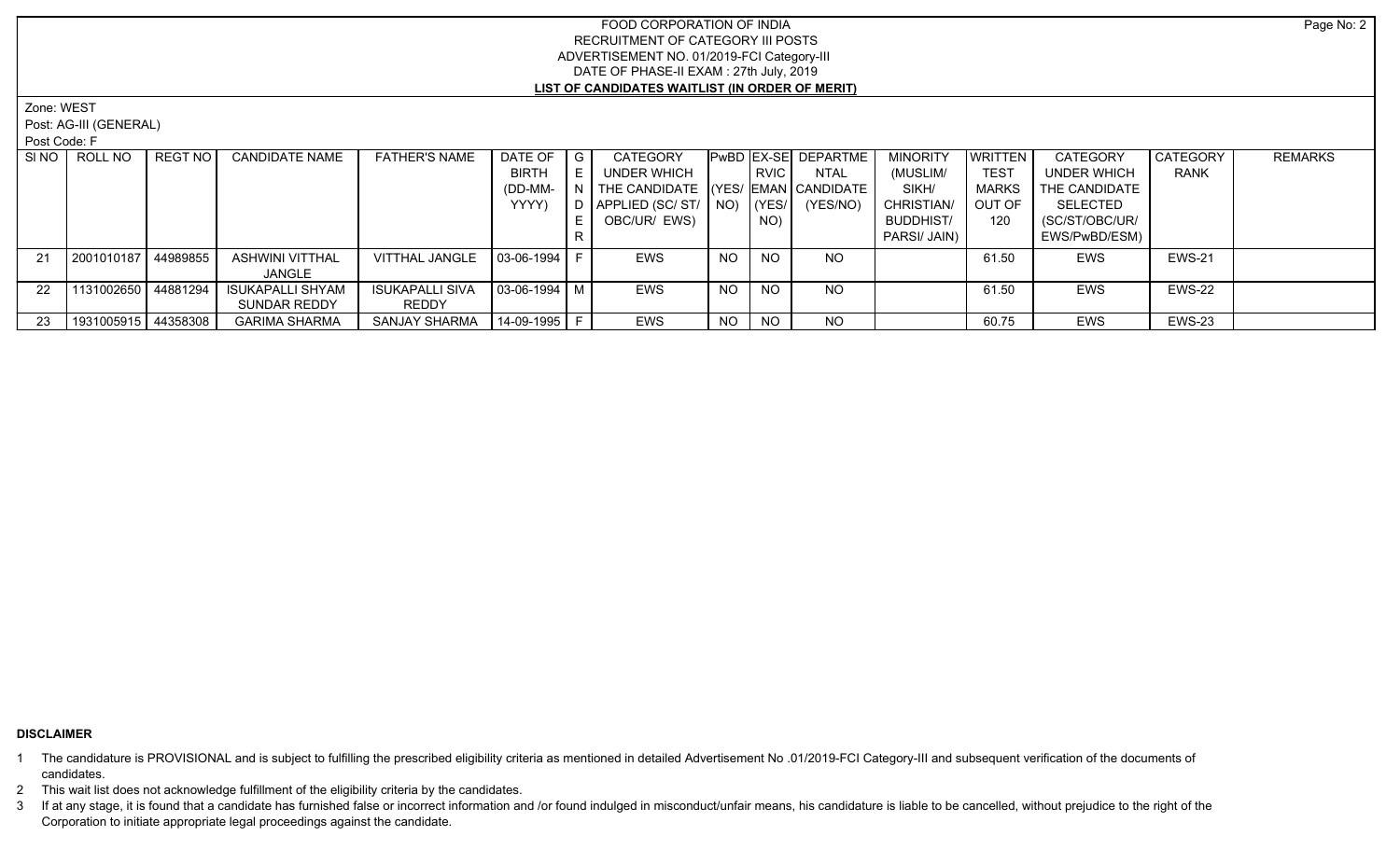FOOD CORPORATION OF INDIA
RECRUITMENT OF CATEGORY III POSTS
ADVERTISEMENT NO. 01/2019-FCI Category-III
DATE OF PHASE-II EXAM : 27th July, 2019

**LIST OF CANDIDATES WAITLIST (IN ORDER OF MERIT)**

Zone: WEST

Post: AG-III (GENERAL)

Post Code: F

| Sl NO | ROLL NO | REGT NO | CANDIDATE NAME | FATHER'S NAME | DATE OF BIRTH (DD-MM-YYYY) | GENDER | CATEGORY UNDER WHICH THE CANDIDATE APPLIED (SC/ ST/ OBC/UR/ EWS) | PwBD (YES/ NO) | EX-SERVICEMAN (YES/ NO) | DEPARTMENTAL CANDIDATE (YES/NO) | MINORITY (MUSLIM/ SIKH/ CHRISTIAN/ BUDDHIST/ PARSI/ JAIN) | WRITTEN TEST MARKS OUT OF 120 | CATEGORY UNDER WHICH THE CANDIDATE SELECTED (SC/ST/OBC/UR/ EWS/PwBD/ESM) | CATEGORY RANK | REMARKS |
|---|---|---|---|---|---|---|---|---|---|---|---|---|---|---|---|
| 21 | 2001010187 | 44989855 | ASHWINI VITTHAL JANGLE | VITTHAL JANGLE | 03-06-1994 | F | EWS | NO | NO | NO | | 61.50 | EWS | EWS-21 | |
| 22 | 1131002650 | 44881294 | ISUKAPALLI SHYAM SUNDAR REDDY | ISUKAPALLI SIVA REDDY | 03-06-1994 | M | EWS | NO | NO | NO | | 61.50 | EWS | EWS-22 | |
| 23 | 1931005915 | 44358308 | GARIMA SHARMA | SANJAY SHARMA | 14-09-1995 | F | EWS | NO | NO | NO | | 60.75 | EWS | EWS-23 | |

**DISCLAIMER**

1. The candidature is PROVISIONAL and is subject to fulfilling the prescribed eligibility criteria as mentioned in detailed Advertisement No .01/2019-FCI Category-III and subsequent verification of the documents of candidates.
2. This wait list does not acknowledge fulfillment of the eligibility criteria by the candidates.
3. If at any stage, it is found that a candidate has furnished false or incorrect information and /or found indulged in misconduct/unfair means, his candidature is liable to be cancelled, without prejudice to the right of the Corporation to initiate appropriate legal proceedings against the candidate.